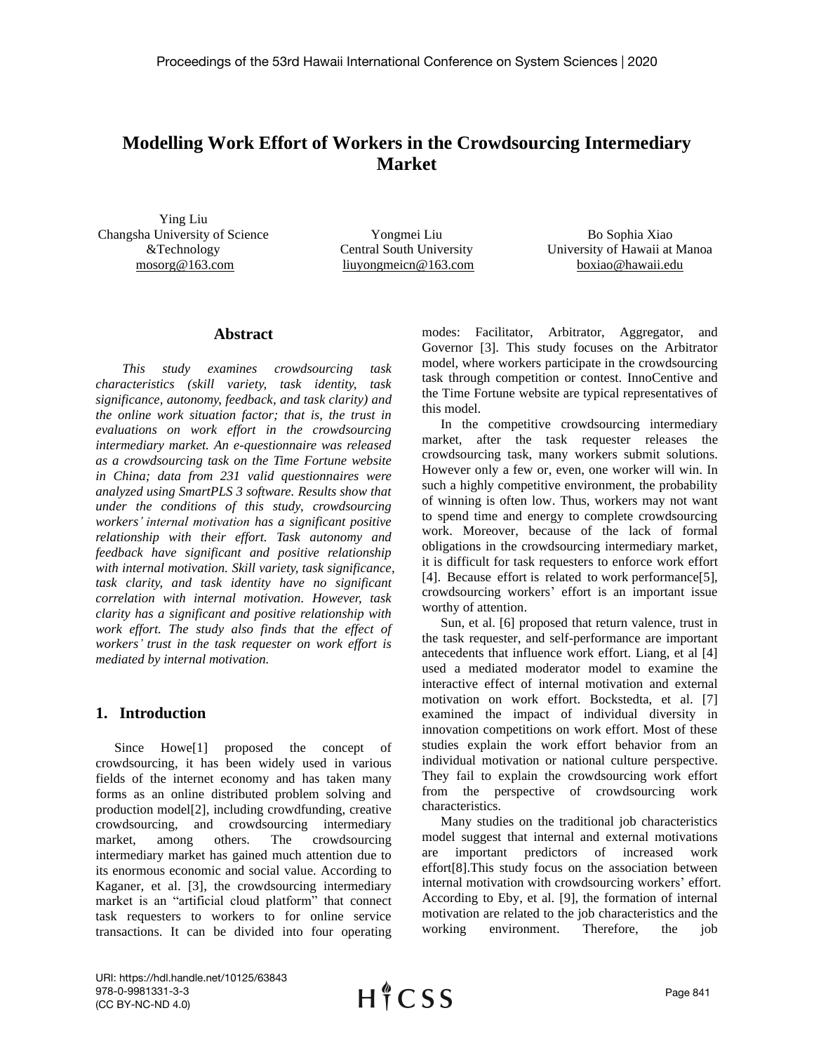# Modelling Work Effort of Workers in the Crowdsourcing Intermediary Market

Ying Liu
Changsha University of Science &Technology
mosorg@163.com

Yongmei Liu
Central South University
liuyongmeicn@163.com

Bo Sophia Xiao
University of Hawaii at Manoa
boxiao@hawaii.edu

## Abstract

*This study examines crowdsourcing task characteristics (skill variety, task identity, task significance, autonomy, feedback, and task clarity) and the online work situation factor; that is, the trust in evaluations on work effort in the crowdsourcing intermediary market. An e-questionnaire was released as a crowdsourcing task on the Time Fortune website in China; data from 231 valid questionnaires were analyzed using SmartPLS 3 software. Results show that under the conditions of this study, crowdsourcing workers' internal motivation has a significant positive relationship with their effort. Task autonomy and feedback have significant and positive relationship with internal motivation. Skill variety, task significance, task clarity, and task identity have no significant correlation with internal motivation. However, task clarity has a significant and positive relationship with work effort. The study also finds that the effect of workers' trust in the task requester on work effort is mediated by internal motivation.*

## 1. Introduction

Since Howe[1] proposed the concept of crowdsourcing, it has been widely used in various fields of the internet economy and has taken many forms as an online distributed problem solving and production model[2], including crowdfunding, creative crowdsourcing, and crowdsourcing intermediary market, among others. The crowdsourcing intermediary market has gained much attention due to its enormous economic and social value. According to Kaganer, et al. [3], the crowdsourcing intermediary market is an "artificial cloud platform" that connect task requesters to workers to for online service transactions. It can be divided into four operating modes: Facilitator, Arbitrator, Aggregator, and Governor [3]. This study focuses on the Arbitrator model, where workers participate in the crowdsourcing task through competition or contest. InnoCentive and the Time Fortune website are typical representatives of this model.

In the competitive crowdsourcing intermediary market, after the task requester releases the crowdsourcing task, many workers submit solutions. However only a few or, even, one worker will win. In such a highly competitive environment, the probability of winning is often low. Thus, workers may not want to spend time and energy to complete crowdsourcing work. Moreover, because of the lack of formal obligations in the crowdsourcing intermediary market, it is difficult for task requesters to enforce work effort [4]. Because effort is related to work performance[5], crowdsourcing workers' effort is an important issue worthy of attention.

Sun, et al. [6] proposed that return valence, trust in the task requester, and self-performance are important antecedents that influence work effort. Liang, et al [4] used a mediated moderator model to examine the interactive effect of internal motivation and external motivation on work effort. Bockstedta, et al. [7] examined the impact of individual diversity in innovation competitions on work effort. Most of these studies explain the work effort behavior from an individual motivation or national culture perspective. They fail to explain the crowdsourcing work effort from the perspective of crowdsourcing work characteristics.

Many studies on the traditional job characteristics model suggest that internal and external motivations are important predictors of increased work effort[8].This study focus on the association between internal motivation with crowdsourcing workers' effort. According to Eby, et al. [9], the formation of internal motivation are related to the job characteristics and the working environment. Therefore, the job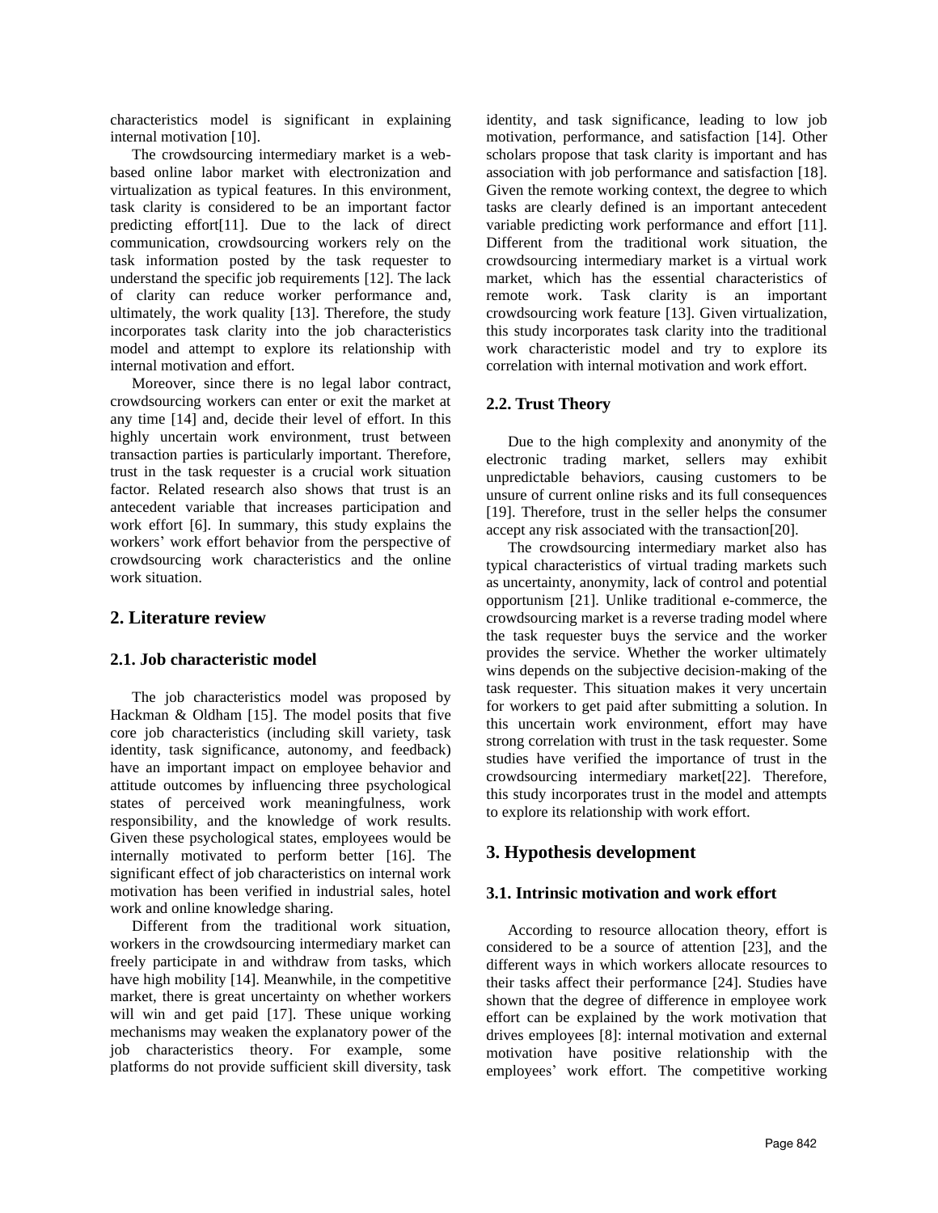characteristics model is significant in explaining internal motivation [10].

The crowdsourcing intermediary market is a web-based online labor market with electronization and virtualization as typical features. In this environment, task clarity is considered to be an important factor predicting effort[11]. Due to the lack of direct communication, crowdsourcing workers rely on the task information posted by the task requester to understand the specific job requirements [12]. The lack of clarity can reduce worker performance and, ultimately, the work quality [13]. Therefore, the study incorporates task clarity into the job characteristics model and attempt to explore its relationship with internal motivation and effort.

Moreover, since there is no legal labor contract, crowdsourcing workers can enter or exit the market at any time [14] and, decide their level of effort. In this highly uncertain work environment, trust between transaction parties is particularly important. Therefore, trust in the task requester is a crucial work situation factor. Related research also shows that trust is an antecedent variable that increases participation and work effort [6]. In summary, this study explains the workers' work effort behavior from the perspective of crowdsourcing work characteristics and the online work situation.

## 2. Literature review

### 2.1. Job characteristic model

The job characteristics model was proposed by Hackman & Oldham [15]. The model posits that five core job characteristics (including skill variety, task identity, task significance, autonomy, and feedback) have an important impact on employee behavior and attitude outcomes by influencing three psychological states of perceived work meaningfulness, work responsibility, and the knowledge of work results. Given these psychological states, employees would be internally motivated to perform better [16]. The significant effect of job characteristics on internal work motivation has been verified in industrial sales, hotel work and online knowledge sharing.

Different from the traditional work situation, workers in the crowdsourcing intermediary market can freely participate in and withdraw from tasks, which have high mobility [14]. Meanwhile, in the competitive market, there is great uncertainty on whether workers will win and get paid [17]. These unique working mechanisms may weaken the explanatory power of the job characteristics theory. For example, some platforms do not provide sufficient skill diversity, task identity, and task significance, leading to low job motivation, performance, and satisfaction [14]. Other scholars propose that task clarity is important and has association with job performance and satisfaction [18]. Given the remote working context, the degree to which tasks are clearly defined is an important antecedent variable predicting work performance and effort [11]. Different from the traditional work situation, the crowdsourcing intermediary market is a virtual work market, which has the essential characteristics of remote work. Task clarity is an important crowdsourcing work feature [13]. Given virtualization, this study incorporates task clarity into the traditional work characteristic model and try to explore its correlation with internal motivation and work effort.

### 2.2. Trust Theory

Due to the high complexity and anonymity of the electronic trading market, sellers may exhibit unpredictable behaviors, causing customers to be unsure of current online risks and its full consequences [19]. Therefore, trust in the seller helps the consumer accept any risk associated with the transaction[20].

The crowdsourcing intermediary market also has typical characteristics of virtual trading markets such as uncertainty, anonymity, lack of control and potential opportunism [21]. Unlike traditional e-commerce, the crowdsourcing market is a reverse trading model where the task requester buys the service and the worker provides the service. Whether the worker ultimately wins depends on the subjective decision-making of the task requester. This situation makes it very uncertain for workers to get paid after submitting a solution. In this uncertain work environment, effort may have strong correlation with trust in the task requester. Some studies have verified the importance of trust in the crowdsourcing intermediary market[22]. Therefore, this study incorporates trust in the model and attempts to explore its relationship with work effort.

## 3. Hypothesis development

### 3.1. Intrinsic motivation and work effort

According to resource allocation theory, effort is considered to be a source of attention [23], and the different ways in which workers allocate resources to their tasks affect their performance [24]. Studies have shown that the degree of difference in employee work effort can be explained by the work motivation that drives employees [8]: internal motivation and external motivation have positive relationship with the employees' work effort. The competitive working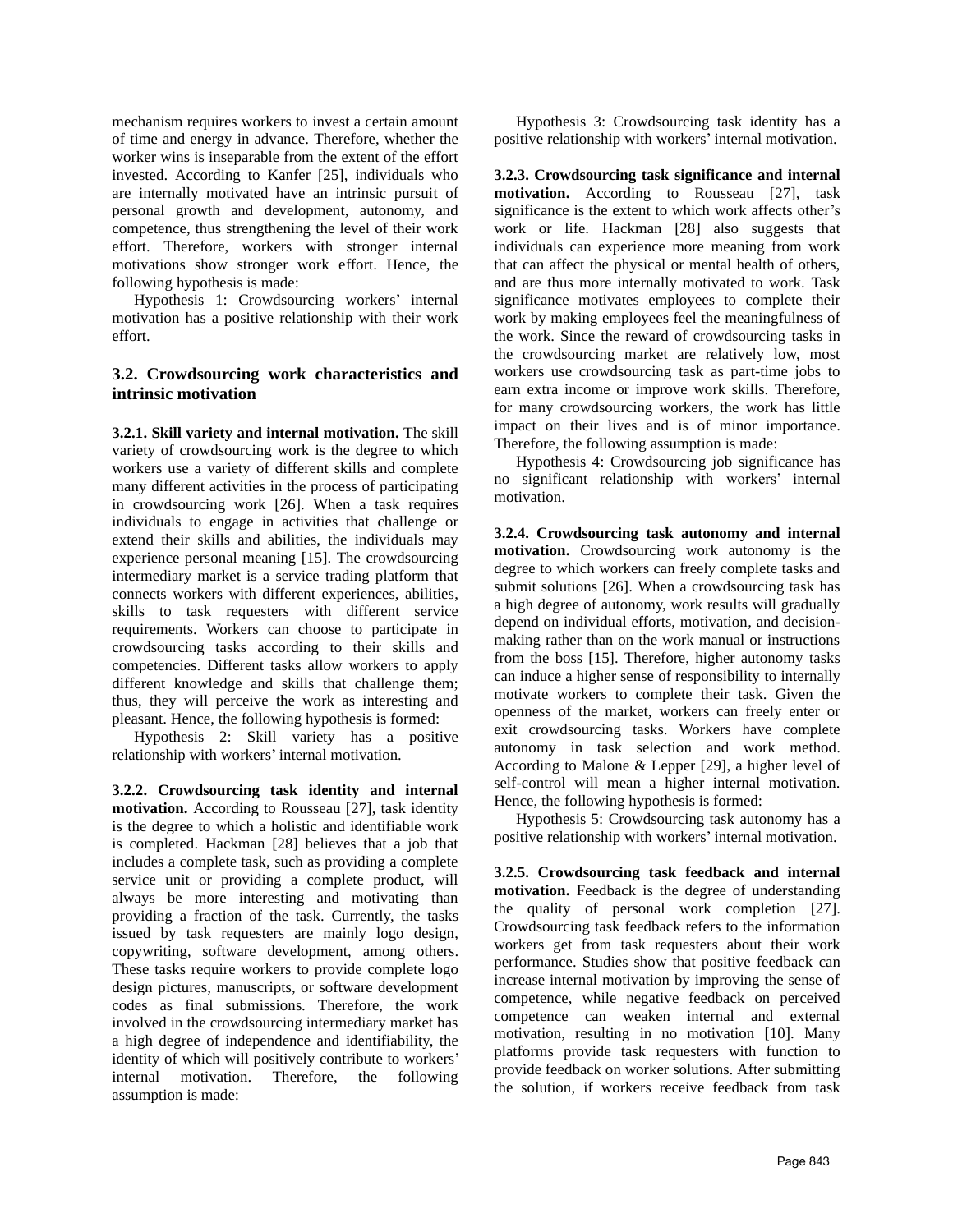mechanism requires workers to invest a certain amount of time and energy in advance. Therefore, whether the worker wins is inseparable from the extent of the effort invested. According to Kanfer [25], individuals who are internally motivated have an intrinsic pursuit of personal growth and development, autonomy, and competence, thus strengthening the level of their work effort. Therefore, workers with stronger internal motivations show stronger work effort. Hence, the following hypothesis is made:

Hypothesis 1: Crowdsourcing workers' internal motivation has a positive relationship with their work effort.

## 3.2. Crowdsourcing work characteristics and intrinsic motivation

**3.2.1. Skill variety and internal motivation.** The skill variety of crowdsourcing work is the degree to which workers use a variety of different skills and complete many different activities in the process of participating in crowdsourcing work [26]. When a task requires individuals to engage in activities that challenge or extend their skills and abilities, the individuals may experience personal meaning [15]. The crowdsourcing intermediary market is a service trading platform that connects workers with different experiences, abilities, skills to task requesters with different service requirements. Workers can choose to participate in crowdsourcing tasks according to their skills and competencies. Different tasks allow workers to apply different knowledge and skills that challenge them; thus, they will perceive the work as interesting and pleasant. Hence, the following hypothesis is formed:

Hypothesis 2: Skill variety has a positive relationship with workers' internal motivation.

**3.2.2. Crowdsourcing task identity and internal motivation.** According to Rousseau [27], task identity is the degree to which a holistic and identifiable work is completed. Hackman [28] believes that a job that includes a complete task, such as providing a complete service unit or providing a complete product, will always be more interesting and motivating than providing a fraction of the task. Currently, the tasks issued by task requesters are mainly logo design, copywriting, software development, among others. These tasks require workers to provide complete logo design pictures, manuscripts, or software development codes as final submissions. Therefore, the work involved in the crowdsourcing intermediary market has a high degree of independence and identifiability, the identity of which will positively contribute to workers' internal motivation. Therefore, the following assumption is made:

Hypothesis 3: Crowdsourcing task identity has a positive relationship with workers' internal motivation.

**3.2.3. Crowdsourcing task significance and internal motivation.** According to Rousseau [27], task significance is the extent to which work affects other's work or life. Hackman [28] also suggests that individuals can experience more meaning from work that can affect the physical or mental health of others, and are thus more internally motivated to work. Task significance motivates employees to complete their work by making employees feel the meaningfulness of the work. Since the reward of crowdsourcing tasks in the crowdsourcing market are relatively low, most workers use crowdsourcing task as part-time jobs to earn extra income or improve work skills. Therefore, for many crowdsourcing workers, the work has little impact on their lives and is of minor importance. Therefore, the following assumption is made:

Hypothesis 4: Crowdsourcing job significance has no significant relationship with workers' internal motivation.

**3.2.4. Crowdsourcing task autonomy and internal motivation.** Crowdsourcing work autonomy is the degree to which workers can freely complete tasks and submit solutions [26]. When a crowdsourcing task has a high degree of autonomy, work results will gradually depend on individual efforts, motivation, and decision-making rather than on the work manual or instructions from the boss [15]. Therefore, higher autonomy tasks can induce a higher sense of responsibility to internally motivate workers to complete their task. Given the openness of the market, workers can freely enter or exit crowdsourcing tasks. Workers have complete autonomy in task selection and work method. According to Malone & Lepper [29], a higher level of self-control will mean a higher internal motivation. Hence, the following hypothesis is formed:

Hypothesis 5: Crowdsourcing task autonomy has a positive relationship with workers' internal motivation.

**3.2.5. Crowdsourcing task feedback and internal motivation.** Feedback is the degree of understanding the quality of personal work completion [27]. Crowdsourcing task feedback refers to the information workers get from task requesters about their work performance. Studies show that positive feedback can increase internal motivation by improving the sense of competence, while negative feedback on perceived competence can weaken internal and external motivation, resulting in no motivation [10]. Many platforms provide task requesters with function to provide feedback on worker solutions. After submitting the solution, if workers receive feedback from task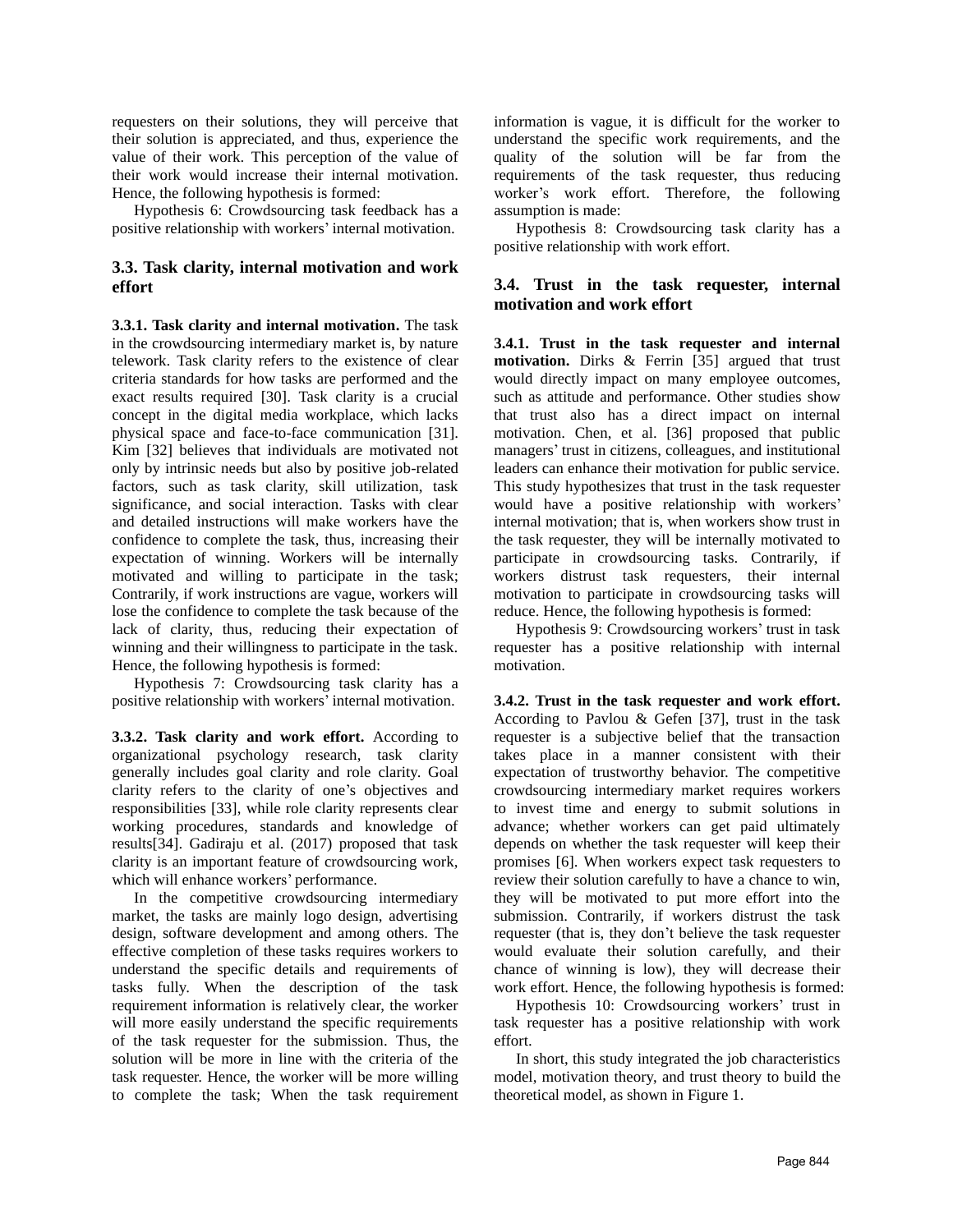requesters on their solutions, they will perceive that their solution is appreciated, and thus, experience the value of their work. This perception of the value of their work would increase their internal motivation. Hence, the following hypothesis is formed:

Hypothesis 6: Crowdsourcing task feedback has a positive relationship with workers' internal motivation.

### 3.3. Task clarity, internal motivation and work effort

**3.3.1. Task clarity and internal motivation.** The task in the crowdsourcing intermediary market is, by nature telework. Task clarity refers to the existence of clear criteria standards for how tasks are performed and the exact results required [30]. Task clarity is a crucial concept in the digital media workplace, which lacks physical space and face-to-face communication [31]. Kim [32] believes that individuals are motivated not only by intrinsic needs but also by positive job-related factors, such as task clarity, skill utilization, task significance, and social interaction. Tasks with clear and detailed instructions will make workers have the confidence to complete the task, thus, increasing their expectation of winning. Workers will be internally motivated and willing to participate in the task; Contrarily, if work instructions are vague, workers will lose the confidence to complete the task because of the lack of clarity, thus, reducing their expectation of winning and their willingness to participate in the task. Hence, the following hypothesis is formed:

Hypothesis 7: Crowdsourcing task clarity has a positive relationship with workers' internal motivation.

**3.3.2. Task clarity and work effort.** According to organizational psychology research, task clarity generally includes goal clarity and role clarity. Goal clarity refers to the clarity of one's objectives and responsibilities [33], while role clarity represents clear working procedures, standards and knowledge of results[34]. Gadiraju et al. (2017) proposed that task clarity is an important feature of crowdsourcing work, which will enhance workers' performance.

In the competitive crowdsourcing intermediary market, the tasks are mainly logo design, advertising design, software development and among others. The effective completion of these tasks requires workers to understand the specific details and requirements of tasks fully. When the description of the task requirement information is relatively clear, the worker will more easily understand the specific requirements of the task requester for the submission. Thus, the solution will be more in line with the criteria of the task requester. Hence, the worker will be more willing to complete the task; When the task requirement information is vague, it is difficult for the worker to understand the specific work requirements, and the quality of the solution will be far from the requirements of the task requester, thus reducing worker's work effort. Therefore, the following assumption is made:

Hypothesis 8: Crowdsourcing task clarity has a positive relationship with work effort.

### 3.4. Trust in the task requester, internal motivation and work effort

**3.4.1. Trust in the task requester and internal motivation.** Dirks & Ferrin [35] argued that trust would directly impact on many employee outcomes, such as attitude and performance. Other studies show that trust also has a direct impact on internal motivation. Chen, et al. [36] proposed that public managers' trust in citizens, colleagues, and institutional leaders can enhance their motivation for public service. This study hypothesizes that trust in the task requester would have a positive relationship with workers' internal motivation; that is, when workers show trust in the task requester, they will be internally motivated to participate in crowdsourcing tasks. Contrarily, if workers distrust task requesters, their internal motivation to participate in crowdsourcing tasks will reduce. Hence, the following hypothesis is formed:

Hypothesis 9: Crowdsourcing workers' trust in task requester has a positive relationship with internal motivation.

**3.4.2. Trust in the task requester and work effort.** According to Pavlou & Gefen [37], trust in the task requester is a subjective belief that the transaction takes place in a manner consistent with their expectation of trustworthy behavior. The competitive crowdsourcing intermediary market requires workers to invest time and energy to submit solutions in advance; whether workers can get paid ultimately depends on whether the task requester will keep their promises [6]. When workers expect task requesters to review their solution carefully to have a chance to win, they will be motivated to put more effort into the submission. Contrarily, if workers distrust the task requester (that is, they don't believe the task requester would evaluate their solution carefully, and their chance of winning is low), they will decrease their work effort. Hence, the following hypothesis is formed:

Hypothesis 10: Crowdsourcing workers' trust in task requester has a positive relationship with work effort.

In short, this study integrated the job characteristics model, motivation theory, and trust theory to build the theoretical model, as shown in Figure 1.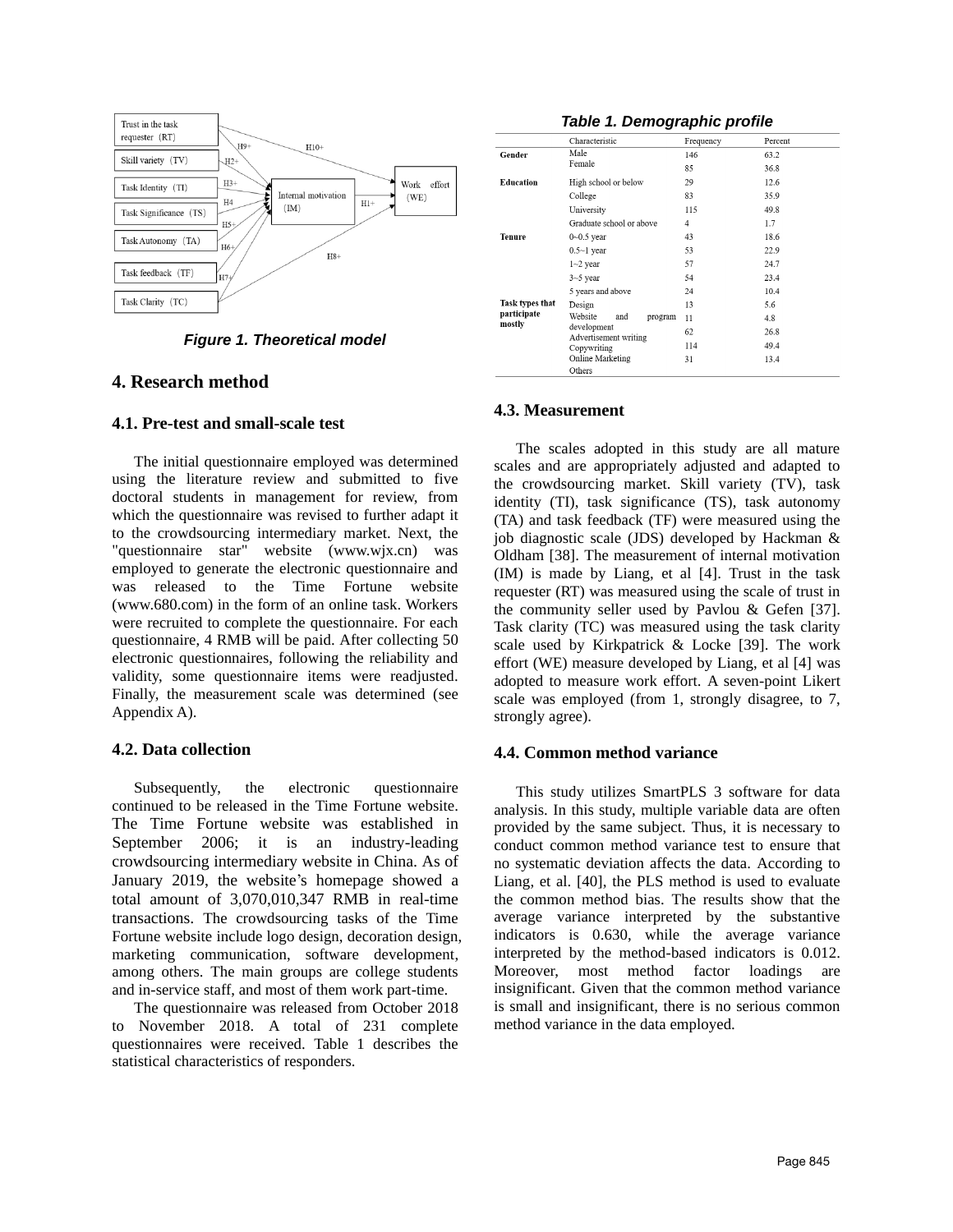*Figure 1. Theoretical model*

## 4. Research method

### 4.1. Pre-test and small-scale test

The initial questionnaire employed was determined using the literature review and submitted to five doctoral students in management for review, from which the questionnaire was revised to further adapt it to the crowdsourcing intermediary market. Next, the "questionnaire star" website (www.wjx.cn) was employed to generate the electronic questionnaire and was released to the Time Fortune website (www.680.com) in the form of an online task. Workers were recruited to complete the questionnaire. For each questionnaire, 4 RMB will be paid. After collecting 50 electronic questionnaires, following the reliability and validity, some questionnaire items were readjusted. Finally, the measurement scale was determined (see Appendix A).

### 4.2. Data collection

Subsequently, the electronic questionnaire continued to be released in the Time Fortune website. The Time Fortune website was established in September 2006; it is an industry-leading crowdsourcing intermediary website in China. As of January 2019, the website's homepage showed a total amount of 3,070,010,347 RMB in real-time transactions. The crowdsourcing tasks of the Time Fortune website include logo design, decoration design, marketing communication, software development, among others. The main groups are college students and in-service staff, and most of them work part-time.

The questionnaire was released from October 2018 to November 2018. A total of 231 complete questionnaires were received. Table 1 describes the statistical characteristics of responders.

***Table 1. Demographic profile***

| | Characteristic | Frequency | Percent |
|---|---|---|---|
| **Gender** | Male | 146 | 63.2 |
| | Female | 85 | 36.8 |
| **Education** | High school or below | 29 | 12.6 |
| | College | 83 | 35.9 |
| | University | 115 | 49.8 |
| | Graduate school or above | 4 | 1.7 |
| **Tenure** | 0~0.5 year | 43 | 18.6 |
| | 0.5~1 year | 53 | 22.9 |
| | 1~2 year | 57 | 24.7 |
| | 3~5 year | 54 | 23.4 |
| | 5 years and above | 24 | 10.4 |
| **Task types that participate mostly** | Design | 13 | 5.6 |
| | Website and program development | 11 | 4.8 |
| | Advertisement writing | 62 | 26.8 |
| | Copywriting | 114 | 49.4 |
| | Online Marketing | 31 | 13.4 |
| | Others | | |

### 4.3. Measurement

The scales adopted in this study are all mature scales and are appropriately adjusted and adapted to the crowdsourcing market. Skill variety (TV), task identity (TI), task significance (TS), task autonomy (TA) and task feedback (TF) were measured using the job diagnostic scale (JDS) developed by Hackman & Oldham [38]. The measurement of internal motivation (IM) is made by Liang, et al [4]. Trust in the task requester (RT) was measured using the scale of trust in the community seller used by Pavlou & Gefen [37]. Task clarity (TC) was measured using the task clarity scale used by Kirkpatrick & Locke [39]. The work effort (WE) measure developed by Liang, et al [4] was adopted to measure work effort. A seven-point Likert scale was employed (from 1, strongly disagree, to 7, strongly agree).

### 4.4. Common method variance

This study utilizes SmartPLS 3 software for data analysis. In this study, multiple variable data are often provided by the same subject. Thus, it is necessary to conduct common method variance test to ensure that no systematic deviation affects the data. According to Liang, et al. [40], the PLS method is used to evaluate the common method bias. The results show that the average variance interpreted by the substantive indicators is 0.630, while the average variance interpreted by the method-based indicators is 0.012. Moreover, most method factor loadings are insignificant. Given that the common method variance is small and insignificant, there is no serious common method variance in the data employed.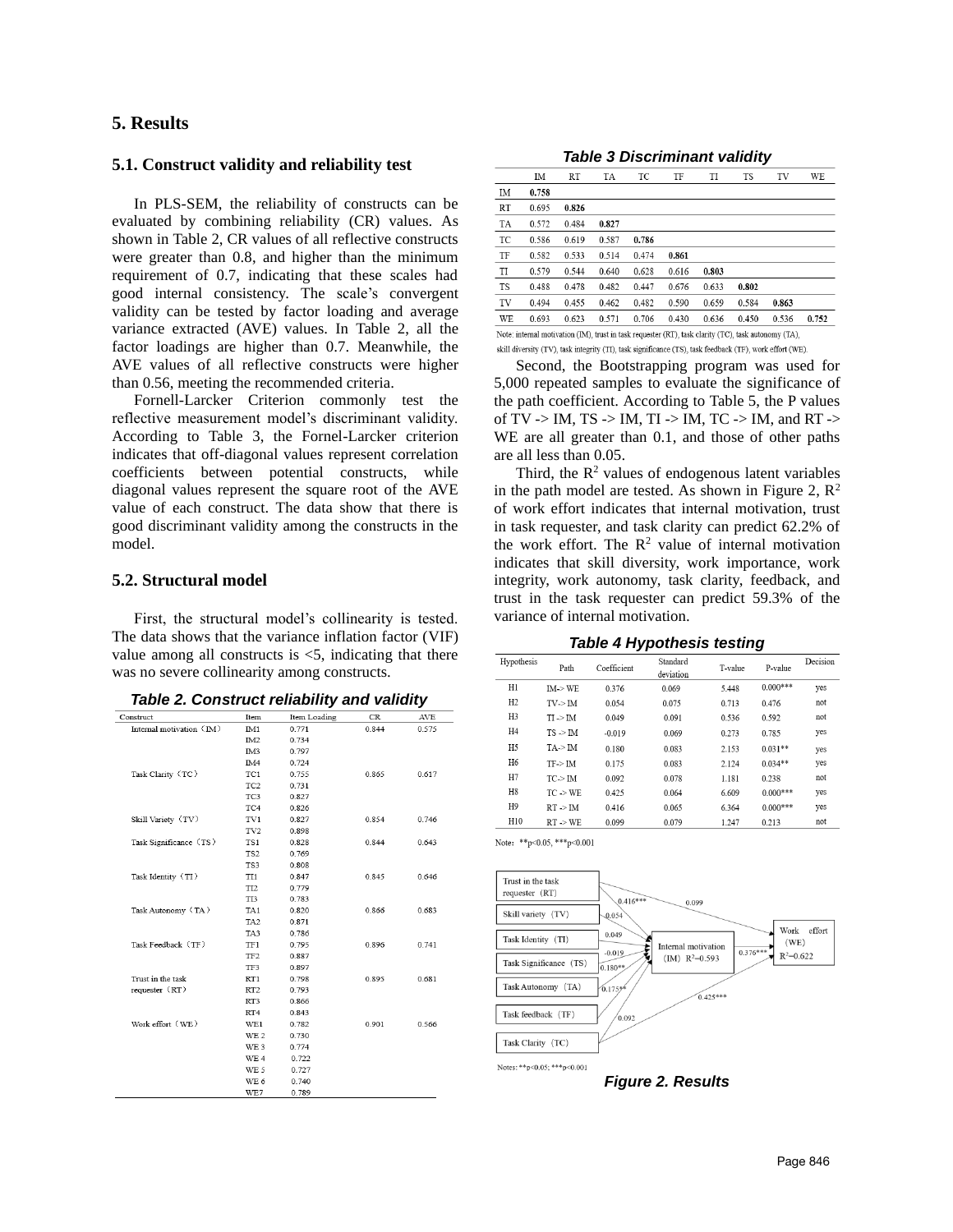## 5. Results

### 5.1. Construct validity and reliability test

In PLS-SEM, the reliability of constructs can be evaluated by combining reliability (CR) values. As shown in Table 2, CR values of all reflective constructs were greater than 0.8, and higher than the minimum requirement of 0.7, indicating that these scales had good internal consistency. The scale's convergent validity can be tested by factor loading and average variance extracted (AVE) values. In Table 2, all the factor loadings are higher than 0.7. Meanwhile, the AVE values of all reflective constructs were higher than 0.56, meeting the recommended criteria.

Fornell-Larcker Criterion commonly test the reflective measurement model's discriminant validity. According to Table 3, the Fornel-Larcker criterion indicates that off-diagonal values represent correlation coefficients between potential constructs, while diagonal values represent the square root of the AVE value of each construct. The data show that there is good discriminant validity among the constructs in the model.

### 5.2. Structural model

First, the structural model's collinearity is tested. The data shows that the variance inflation factor (VIF) value among all constructs is <5, indicating that there was no severe collinearity among constructs.

**Table 2. Construct reliability and validity**

| Construct | Item | Item Loading | CR | AVE |
|---|---|---|---|---|
| Internal motivation（IM） | IM1 | 0.771 | 0.844 | 0.575 |
| | IM2 | 0.734 | | |
| | IM3 | 0.797 | | |
| | IM4 | 0.724 | | |
| Task Clarity（TC） | TC1 | 0.755 | 0.865 | 0.617 |
| | TC2 | 0.731 | | |
| | TC3 | 0.827 | | |
| | TC4 | 0.826 | | |
| Skill Variety（TV） | TV1 | 0.827 | 0.854 | 0.746 |
| | TV2 | 0.898 | | |
| Task Significance（TS） | TS1 | 0.828 | 0.844 | 0.643 |
| | TS2 | 0.769 | | |
| | TS3 | 0.808 | | |
| Task Identity（TI） | TI1 | 0.847 | 0.845 | 0.646 |
| | TI2 | 0.779 | | |
| | TI3 | 0.783 | | |
| Task Autonomy（TA） | TA1 | 0.820 | 0.866 | 0.683 |
| | TA2 | 0.871 | | |
| | TA3 | 0.786 | | |
| Task Feedback（TF） | TF1 | 0.795 | 0.896 | 0.741 |
| | TF2 | 0.887 | | |
| | TF3 | 0.897 | | |
| Trust in the task requester（RT） | RT1 | 0.798 | 0.895 | 0.681 |
| | RT2 | 0.793 | | |
| | RT3 | 0.866 | | |
| | RT4 | 0.843 | | |
| Work effort（WE） | WE1 | 0.782 | 0.901 | 0.566 |
| | WE 2 | 0.730 | | |
| | WE 3 | 0.774 | | |
| | WE 4 | 0.722 | | |
| | WE 5 | 0.727 | | |
| | WE 6 | 0.740 | | |
| | WE7 | 0.789 | | |

**Table 3 Discriminant validity**

| | IM | RT | TA | TC | TF | TI | TS | TV | WE |
|---|---|---|---|---|---|---|---|---|---|
| IM | **0.758** | | | | | | | | |
| RT | 0.695 | **0.826** | | | | | | | |
| TA | 0.572 | 0.484 | **0.827** | | | | | | |
| TC | 0.586 | 0.619 | 0.587 | **0.786** | | | | | |
| TF | 0.582 | 0.533 | 0.514 | 0.474 | **0.861** | | | | |
| TI | 0.579 | 0.544 | 0.640 | 0.628 | 0.616 | **0.803** | | | |
| TS | 0.488 | 0.478 | 0.482 | 0.447 | 0.676 | 0.633 | **0.802** | | |
| TV | 0.494 | 0.455 | 0.462 | 0.482 | 0.590 | 0.659 | 0.584 | **0.863** | |
| WE | 0.693 | 0.623 | 0.571 | 0.706 | 0.430 | 0.636 | 0.450 | 0.536 | **0.752** |

Note: internal motivation (IM), trust in task requester (RT), task clarity (TC), task autonomy (TA), skill diversity (TV), task integrity (TI), task significance (TS), task feedback (TF), work effort (WE).

Second, the Bootstrapping program was used for 5,000 repeated samples to evaluate the significance of the path coefficient. According to Table 5, the P values of TV -> IM, TS -> IM, TI -> IM, TC -> IM, and RT -> WE are all greater than 0.1, and those of other paths are all less than 0.05.

Third, the $R^2$ values of endogenous latent variables in the path model are tested. As shown in Figure 2, $R^2$ of work effort indicates that internal motivation, trust in task requester, and task clarity can predict 62.2% of the work effort. The $R^2$ value of internal motivation indicates that skill diversity, work importance, work integrity, work autonomy, task clarity, feedback, and trust in the task requester can predict 59.3% of the variance of internal motivation.

**Table 4 Hypothesis testing**

| Hypothesis | Path | Coefficient | Standard deviation | T-value | P-value | Decision |
|---|---|---|---|---|---|---|
| H1 | IM-> WE | 0.376 | 0.069 | 5.448 | 0.000*** | yes |
| H2 | TV-> IM | 0.054 | 0.075 | 0.713 | 0.476 | not |
| H3 | TI -> IM | 0.049 | 0.091 | 0.536 | 0.592 | not |
| H4 | TS -> IM | -0.019 | 0.069 | 0.273 | 0.785 | yes |
| H5 | TA-> IM | 0.180 | 0.083 | 2.153 | 0.031** | yes |
| H6 | TF-> IM | 0.175 | 0.083 | 2.124 | 0.034** | yes |
| H7 | TC-> IM | 0.092 | 0.078 | 1.181 | 0.238 | not |
| H8 | TC -> WE | 0.425 | 0.064 | 6.609 | 0.000*** | yes |
| H9 | RT -> IM | 0.416 | 0.065 | 6.364 | 0.000*** | yes |
| H10 | RT -> WE | 0.099 | 0.079 | 1.247 | 0.213 | not |

Note: **p<0.05, ***p<0.001

Notes: **p<0.05; ***p<0.001

**Figure 2. Results**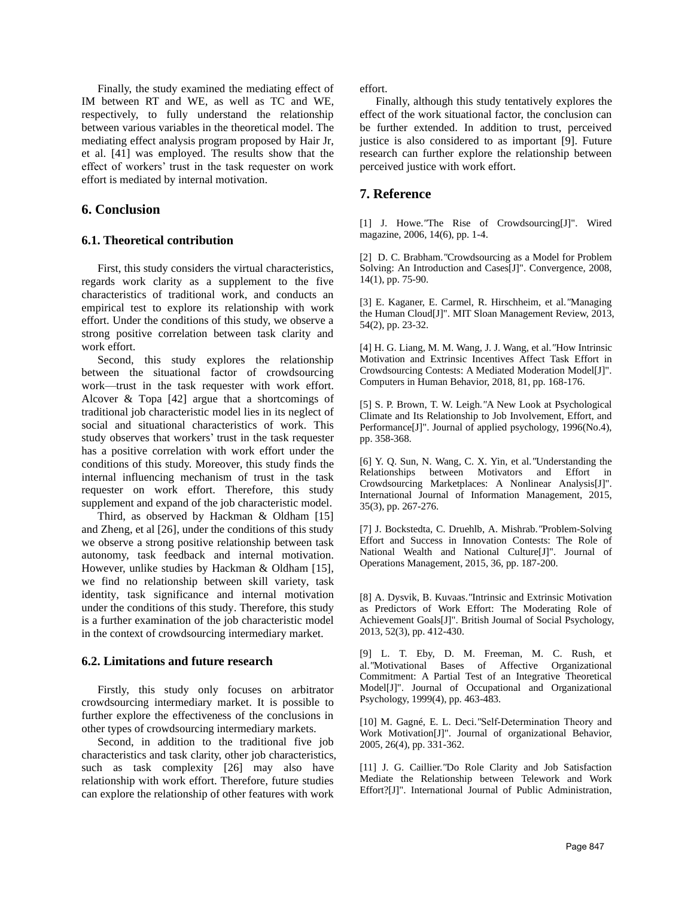Finally, the study examined the mediating effect of IM between RT and WE, as well as TC and WE, respectively, to fully understand the relationship between various variables in the theoretical model. The mediating effect analysis program proposed by Hair Jr, et al. [41] was employed. The results show that the effect of workers' trust in the task requester on work effort is mediated by internal motivation.

## 6. Conclusion

### 6.1. Theoretical contribution

First, this study considers the virtual characteristics, regards work clarity as a supplement to the five characteristics of traditional work, and conducts an empirical test to explore its relationship with work effort. Under the conditions of this study, we observe a strong positive correlation between task clarity and work effort.

Second, this study explores the relationship between the situational factor of crowdsourcing work—trust in the task requester with work effort. Alcover & Topa [42] argue that a shortcomings of traditional job characteristic model lies in its neglect of social and situational characteristics of work. This study observes that workers' trust in the task requester has a positive correlation with work effort under the conditions of this study. Moreover, this study finds the internal influencing mechanism of trust in the task requester on work effort. Therefore, this study supplement and expand of the job characteristic model.

Third, as observed by Hackman & Oldham [15] and Zheng, et al [26], under the conditions of this study we observe a strong positive relationship between task autonomy, task feedback and internal motivation. However, unlike studies by Hackman & Oldham [15], we find no relationship between skill variety, task identity, task significance and internal motivation under the conditions of this study. Therefore, this study is a further examination of the job characteristic model in the context of crowdsourcing intermediary market.

### 6.2. Limitations and future research

Firstly, this study only focuses on arbitrator crowdsourcing intermediary market. It is possible to further explore the effectiveness of the conclusions in other types of crowdsourcing intermediary markets.

Second, in addition to the traditional five job characteristics and task clarity, other job characteristics, such as task complexity [26] may also have relationship with work effort. Therefore, future studies can explore the relationship of other features with work effort.

Finally, although this study tentatively explores the effect of the work situational factor, the conclusion can be further extended. In addition to trust, perceived justice is also considered to as important [9]. Future research can further explore the relationship between perceived justice with work effort.

## 7. Reference

[1] J. Howe."The Rise of Crowdsourcing[J]". Wired magazine, 2006, 14(6), pp. 1-4.

[2] D. C. Brabham."Crowdsourcing as a Model for Problem Solving: An Introduction and Cases[J]". Convergence, 2008, 14(1), pp. 75-90.

[3] E. Kaganer, E. Carmel, R. Hirschheim, et al."Managing the Human Cloud[J]". MIT Sloan Management Review, 2013, 54(2), pp. 23-32.

[4] H. G. Liang, M. M. Wang, J. J. Wang, et al."How Intrinsic Motivation and Extrinsic Incentives Affect Task Effort in Crowdsourcing Contests: A Mediated Moderation Model[J]". Computers in Human Behavior, 2018, 81, pp. 168-176.

[5] S. P. Brown, T. W. Leigh."A New Look at Psychological Climate and Its Relationship to Job Involvement, Effort, and Performance[J]". Journal of applied psychology, 1996(No.4), pp. 358-368.

[6] Y. Q. Sun, N. Wang, C. X. Yin, et al."Understanding the Relationships between Motivators and Effort in Crowdsourcing Marketplaces: A Nonlinear Analysis[J]". International Journal of Information Management, 2015, 35(3), pp. 267-276.

[7] J. Bockstedta, C. Druehlb, A. Mishrab."Problem-Solving Effort and Success in Innovation Contests: The Role of National Wealth and National Culture[J]". Journal of Operations Management, 2015, 36, pp. 187-200.

[8] A. Dysvik, B. Kuvaas."Intrinsic and Extrinsic Motivation as Predictors of Work Effort: The Moderating Role of Achievement Goals[J]". British Journal of Social Psychology, 2013, 52(3), pp. 412-430.

[9] L. T. Eby, D. M. Freeman, M. C. Rush, et al."Motivational Bases of Affective Organizational Commitment: A Partial Test of an Integrative Theoretical Model[J]". Journal of Occupational and Organizational Psychology, 1999(4), pp. 463-483.

[10] M. Gagné, E. L. Deci."Self-Determination Theory and Work Motivation[J]". Journal of organizational Behavior, 2005, 26(4), pp. 331-362.

[11] J. G. Caillier."Do Role Clarity and Job Satisfaction Mediate the Relationship between Telework and Work Effort?[J]". International Journal of Public Administration,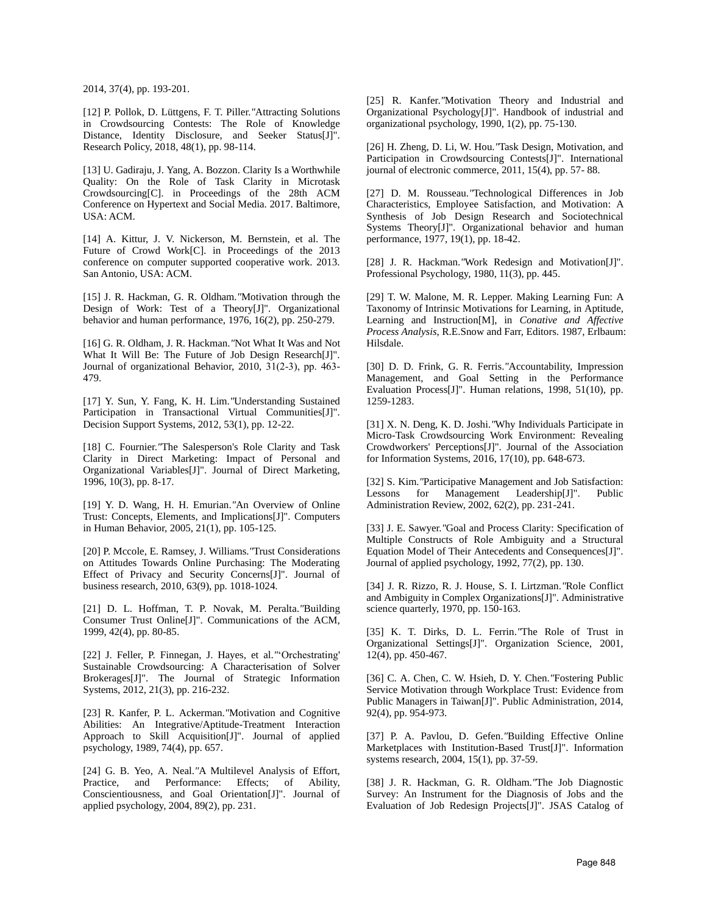2014, 37(4), pp. 193-201.

[12] P. Pollok, D. Lüttgens, F. T. Piller."Attracting Solutions in Crowdsourcing Contests: The Role of Knowledge Distance, Identity Disclosure, and Seeker Status[J]". Research Policy, 2018, 48(1), pp. 98-114.

[13] U. Gadiraju, J. Yang, A. Bozzon. Clarity Is a Worthwhile Quality: On the Role of Task Clarity in Microtask Crowdsourcing[C]. in Proceedings of the 28th ACM Conference on Hypertext and Social Media. 2017. Baltimore, USA: ACM.

[14] A. Kittur, J. V. Nickerson, M. Bernstein, et al. The Future of Crowd Work[C]. in Proceedings of the 2013 conference on computer supported cooperative work. 2013. San Antonio, USA: ACM.

[15] J. R. Hackman, G. R. Oldham."Motivation through the Design of Work: Test of a Theory[J]". Organizational behavior and human performance, 1976, 16(2), pp. 250-279.

[16] G. R. Oldham, J. R. Hackman."Not What It Was and Not What It Will Be: The Future of Job Design Research[J]". Journal of organizational Behavior, 2010, 31(2-3), pp. 463-479.

[17] Y. Sun, Y. Fang, K. H. Lim."Understanding Sustained Participation in Transactional Virtual Communities[J]". Decision Support Systems, 2012, 53(1), pp. 12-22.

[18] C. Fournier."The Salesperson's Role Clarity and Task Clarity in Direct Marketing: Impact of Personal and Organizational Variables[J]". Journal of Direct Marketing, 1996, 10(3), pp. 8-17.

[19] Y. D. Wang, H. H. Emurian."An Overview of Online Trust: Concepts, Elements, and Implications[J]". Computers in Human Behavior, 2005, 21(1), pp. 105-125.

[20] P. Mccole, E. Ramsey, J. Williams."Trust Considerations on Attitudes Towards Online Purchasing: The Moderating Effect of Privacy and Security Concerns[J]". Journal of business research, 2010, 63(9), pp. 1018-1024.

[21] D. L. Hoffman, T. P. Novak, M. Peralta."Building Consumer Trust Online[J]". Communications of the ACM, 1999, 42(4), pp. 80-85.

[22] J. Feller, P. Finnegan, J. Hayes, et al."'Orchestrating' Sustainable Crowdsourcing: A Characterisation of Solver Brokerages[J]". The Journal of Strategic Information Systems, 2012, 21(3), pp. 216-232.

[23] R. Kanfer, P. L. Ackerman."Motivation and Cognitive Abilities: An Integrative/Aptitude-Treatment Interaction Approach to Skill Acquisition[J]". Journal of applied psychology, 1989, 74(4), pp. 657.

[24] G. B. Yeo, A. Neal."A Multilevel Analysis of Effort, Practice, and Performance: Effects; of Ability, Conscientiousness, and Goal Orientation[J]". Journal of applied psychology, 2004, 89(2), pp. 231.

[25] R. Kanfer."Motivation Theory and Industrial and Organizational Psychology[J]". Handbook of industrial and organizational psychology, 1990, 1(2), pp. 75-130.

[26] H. Zheng, D. Li, W. Hou."Task Design, Motivation, and Participation in Crowdsourcing Contests[J]". International journal of electronic commerce, 2011, 15(4), pp. 57- 88.

[27] D. M. Rousseau."Technological Differences in Job Characteristics, Employee Satisfaction, and Motivation: A Synthesis of Job Design Research and Sociotechnical Systems Theory[J]". Organizational behavior and human performance, 1977, 19(1), pp. 18-42.

[28] J. R. Hackman."Work Redesign and Motivation[J]". Professional Psychology, 1980, 11(3), pp. 445.

[29] T. W. Malone, M. R. Lepper. Making Learning Fun: A Taxonomy of Intrinsic Motivations for Learning, in Aptitude, Learning and Instruction[M], in *Conative and Affective Process Analysis*, R.E.Snow and Farr, Editors. 1987, Erlbaum: Hilsdale.

[30] D. D. Frink, G. R. Ferris."Accountability, Impression Management, and Goal Setting in the Performance Evaluation Process[J]". Human relations, 1998, 51(10), pp. 1259-1283.

[31] X. N. Deng, K. D. Joshi."Why Individuals Participate in Micro-Task Crowdsourcing Work Environment: Revealing Crowdworkers' Perceptions[J]". Journal of the Association for Information Systems, 2016, 17(10), pp. 648-673.

[32] S. Kim."Participative Management and Job Satisfaction: Lessons for Management Leadership[J]". Public Administration Review, 2002, 62(2), pp. 231-241.

[33] J. E. Sawyer."Goal and Process Clarity: Specification of Multiple Constructs of Role Ambiguity and a Structural Equation Model of Their Antecedents and Consequences[J]". Journal of applied psychology, 1992, 77(2), pp. 130.

[34] J. R. Rizzo, R. J. House, S. I. Lirtzman."Role Conflict and Ambiguity in Complex Organizations[J]". Administrative science quarterly, 1970, pp. 150-163.

[35] K. T. Dirks, D. L. Ferrin."The Role of Trust in Organizational Settings[J]". Organization Science, 2001, 12(4), pp. 450-467.

[36] C. A. Chen, C. W. Hsieh, D. Y. Chen."Fostering Public Service Motivation through Workplace Trust: Evidence from Public Managers in Taiwan[J]". Public Administration, 2014, 92(4), pp. 954-973.

[37] P. A. Pavlou, D. Gefen."Building Effective Online Marketplaces with Institution-Based Trust[J]". Information systems research, 2004, 15(1), pp. 37-59.

[38] J. R. Hackman, G. R. Oldham."The Job Diagnostic Survey: An Instrument for the Diagnosis of Jobs and the Evaluation of Job Redesign Projects[J]". JSAS Catalog of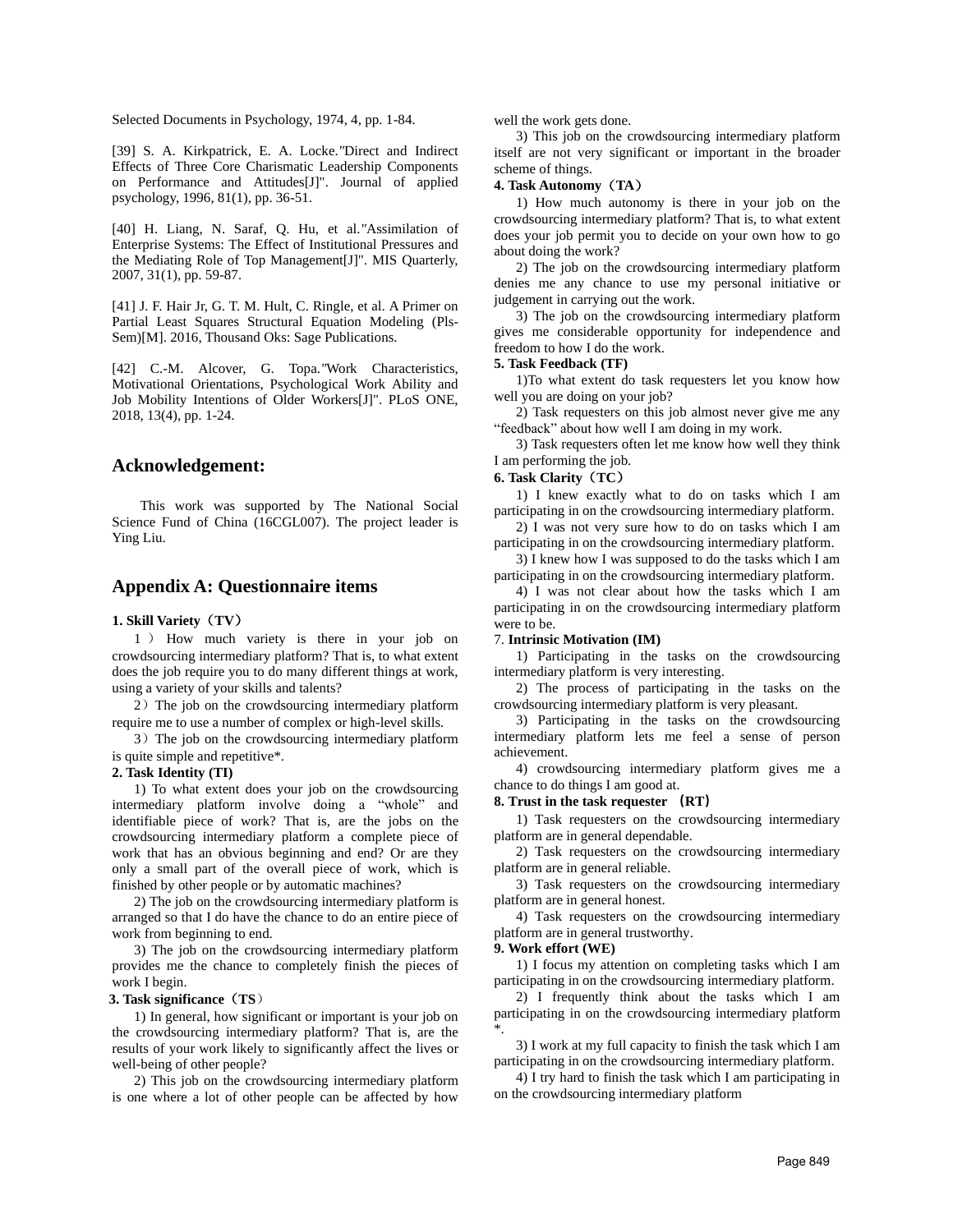Selected Documents in Psychology, 1974, 4, pp. 1-84.

[39] S. A. Kirkpatrick, E. A. Locke."Direct and Indirect Effects of Three Core Charismatic Leadership Components on Performance and Attitudes[J]". Journal of applied psychology, 1996, 81(1), pp. 36-51.

[40] H. Liang, N. Saraf, Q. Hu, et al."Assimilation of Enterprise Systems: The Effect of Institutional Pressures and the Mediating Role of Top Management[J]". MIS Quarterly, 2007, 31(1), pp. 59-87.

[41] J. F. Hair Jr, G. T. M. Hult, C. Ringle, et al. A Primer on Partial Least Squares Structural Equation Modeling (Pls-Sem)[M]. 2016, Thousand Oks: Sage Publications.

[42] C.-M. Alcover, G. Topa."Work Characteristics, Motivational Orientations, Psychological Work Ability and Job Mobility Intentions of Older Workers[J]". PLoS ONE, 2018, 13(4), pp. 1-24.

## Acknowledgement:

This work was supported by The National Social Science Fund of China (16CGL007). The project leader is Ying Liu.

## Appendix A: Questionnaire items

**1. Skill Variety（TV）**

1） How much variety is there in your job on crowdsourcing intermediary platform? That is, to what extent does the job require you to do many different things at work, using a variety of your skills and talents?

2）The job on the crowdsourcing intermediary platform require me to use a number of complex or high-level skills.

3）The job on the crowdsourcing intermediary platform is quite simple and repetitive*.

**2. Task Identity (TI)**

1) To what extent does your job on the crowdsourcing intermediary platform involve doing a “whole” and identifiable piece of work? That is, are the jobs on the crowdsourcing intermediary platform a complete piece of work that has an obvious beginning and end? Or are they only a small part of the overall piece of work, which is finished by other people or by automatic machines?

2) The job on the crowdsourcing intermediary platform is arranged so that I do have the chance to do an entire piece of work from beginning to end.

3) The job on the crowdsourcing intermediary platform provides me the chance to completely finish the pieces of work I begin.

**3. Task significance（TS）**

1) In general, how significant or important is your job on the crowdsourcing intermediary platform? That is, are the results of your work likely to significantly affect the lives or well-being of other people?

2) This job on the crowdsourcing intermediary platform is one where a lot of other people can be affected by how well the work gets done.

3) This job on the crowdsourcing intermediary platform itself are not very significant or important in the broader scheme of things.

**4. Task Autonomy（TA）**

1) How much autonomy is there in your job on the crowdsourcing intermediary platform? That is, to what extent does your job permit you to decide on your own how to go about doing the work?

2) The job on the crowdsourcing intermediary platform denies me any chance to use my personal initiative or judgement in carrying out the work.

3) The job on the crowdsourcing intermediary platform gives me considerable opportunity for independence and freedom to how I do the work.

**5. Task Feedback (TF)**

1)To what extent do task requesters let you know how well you are doing on your job?

2) Task requesters on this job almost never give me any “feedback” about how well I am doing in my work.

3) Task requesters often let me know how well they think I am performing the job.

**6. Task Clarity（TC）**

1) I knew exactly what to do on tasks which I am participating in on the crowdsourcing intermediary platform.

2) I was not very sure how to do on tasks which I am participating in on the crowdsourcing intermediary platform.

3) I knew how I was supposed to do the tasks which I am participating in on the crowdsourcing intermediary platform.

4) I was not clear about how the tasks which I am participating in on the crowdsourcing intermediary platform were to be.

7. **Intrinsic Motivation (IM)**

1) Participating in the tasks on the crowdsourcing intermediary platform is very interesting.

2) The process of participating in the tasks on the crowdsourcing intermediary platform is very pleasant.

3) Participating in the tasks on the crowdsourcing intermediary platform lets me feel a sense of person achievement.

4) crowdsourcing intermediary platform gives me a chance to do things I am good at.

**8. Trust in the task requester （RT）**

1) Task requesters on the crowdsourcing intermediary platform are in general dependable.

2) Task requesters on the crowdsourcing intermediary platform are in general reliable.

3) Task requesters on the crowdsourcing intermediary platform are in general honest.

4) Task requesters on the crowdsourcing intermediary platform are in general trustworthy.

**9. Work effort (WE)**

1) I focus my attention on completing tasks which I am participating in on the crowdsourcing intermediary platform.

2) I frequently think about the tasks which I am participating in on the crowdsourcing intermediary platform *.

3) I work at my full capacity to finish the task which I am participating in on the crowdsourcing intermediary platform.

4) I try hard to finish the task which I am participating in on the crowdsourcing intermediary platform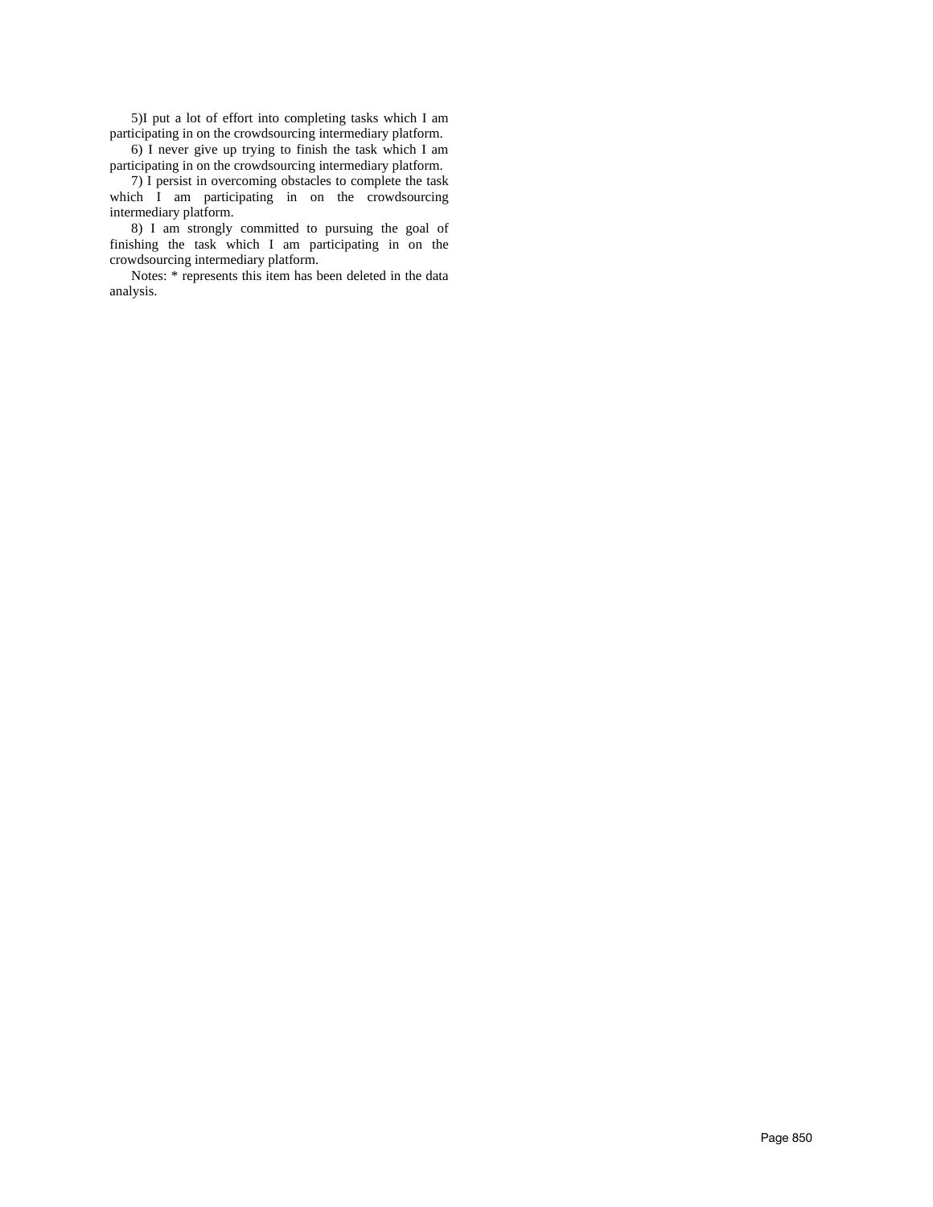5)I put a lot of effort into completing tasks which I am participating in on the crowdsourcing intermediary platform.

6) I never give up trying to finish the task which I am participating in on the crowdsourcing intermediary platform.

7) I persist in overcoming obstacles to complete the task which I am participating in on the crowdsourcing intermediary platform.

8) I am strongly committed to pursuing the goal of finishing the task which I am participating in on the crowdsourcing intermediary platform.

Notes: * represents this item has been deleted in the data analysis.